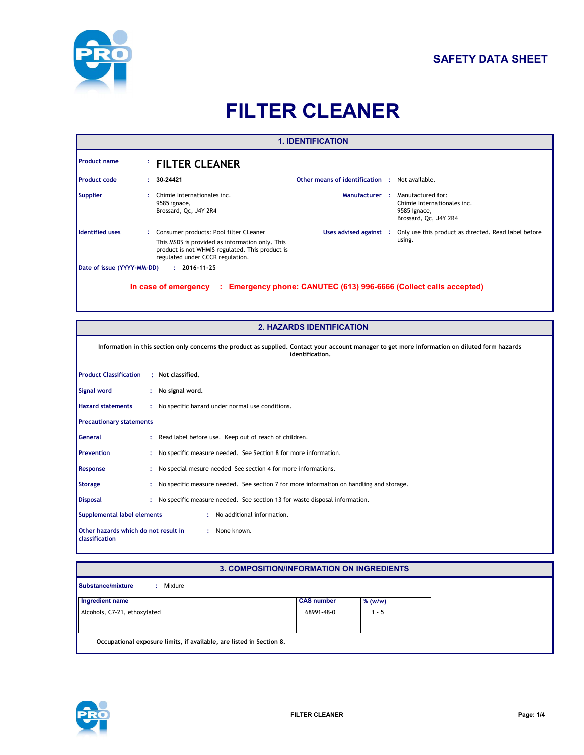SAFETY DATA SHEET

# FILTER CLEANER

## 1. IDENTIFICATION

**Product name** : **FILTER CLEANER**

**Product code** : **30-24421**

**Other means of identification** : Not available.

**Supplier** : Chimie Internationales inc.
9585 ignace,
Brossard, Qc, J4Y 2R4

**Manufacturer** : Manufactured for:
Chimie Internationales inc.
9585 ignace,
Brossard, Qc, J4Y 2R4

**Identified uses** : Consumer products: Pool filter CLeaner

This MSDS is provided as information only. This product is not WHMIS regulated. This product is regulated under CCCR regulation.

**Uses advised against** : Only use this product as directed. Read label before using.

**Date of issue (YYYY-MM-DD)** : **2016-11-25**

**In case of emergency : Emergency phone: CANUTEC (613) 996-6666 (Collect calls accepted)**

## 2. HAZARDS IDENTIFICATION

**Information in this section only concerns the product as supplied. Contact your account manager to get more information on diluted form hazards identification.**

**Product Classification** : **Not classified.**

**Signal word** : **No signal word.**

**Hazard statements** : No specific hazard under normal use conditions.

**Precautionary statements**

**General** : Read label before use. Keep out of reach of children.

**Prevention** : No specific measure needed. See Section 8 for more information.

**Response** : No special mesure needed See section 4 for more informations.

**Storage** : No specific measure needed. See section 7 for more information on handling and storage.

**Disposal** : No specific measure needed. See section 13 for waste disposal information.

**Supplemental label elements** : No additional information.

**Other hazards which do not result in classification** : None known.

## 3. COMPOSITION/INFORMATION ON INGREDIENTS

**Substance/mixture** : Mixture

| Ingredient name | CAS number | % (w/w) |
|---|---|---|
| Alcohols, C7-21, ethoxylated | 68991-48-0 | 1 - 5 |

**Occupational exposure limits, if available, are listed in Section 8.**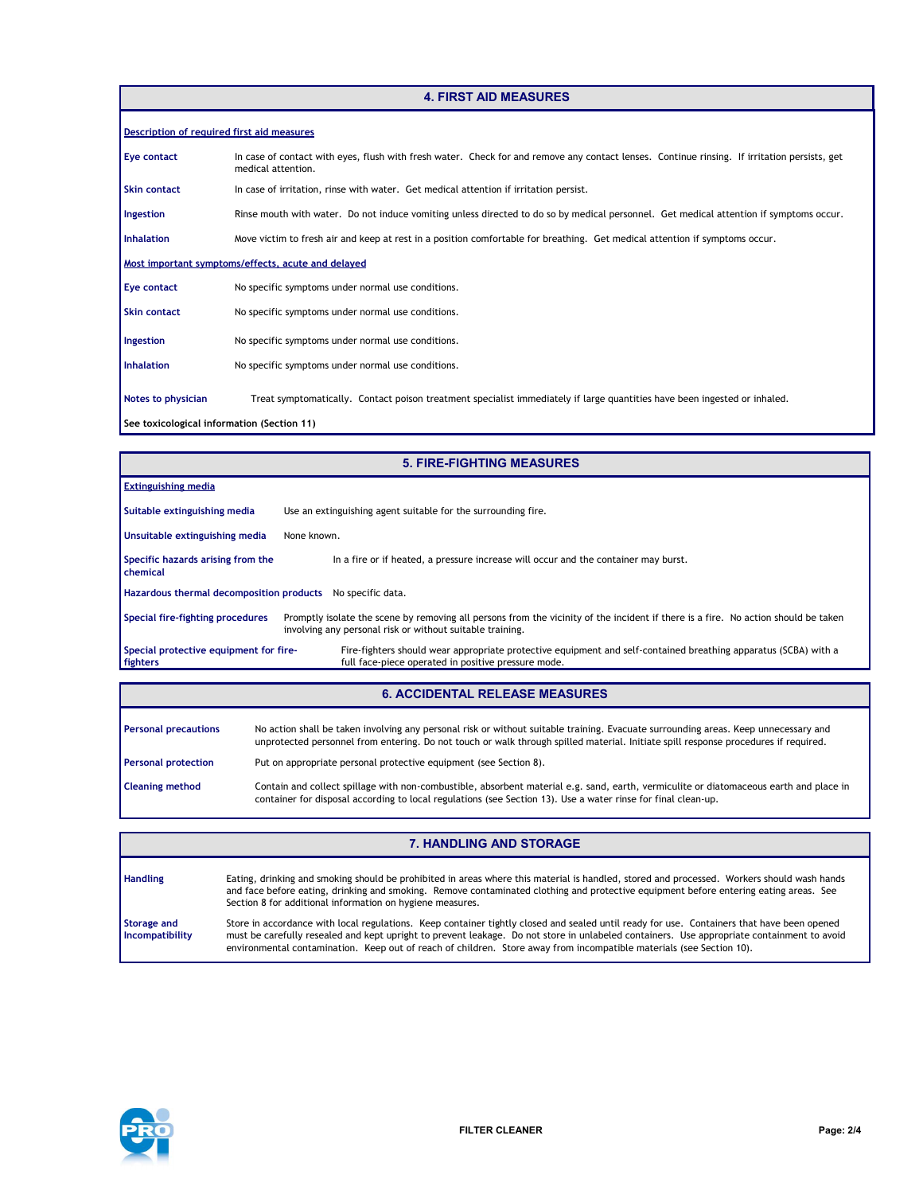## 4. FIRST AID MEASURES

### Description of required first aid measures

**Eye contact** In case of contact with eyes, flush with fresh water. Check for and remove any contact lenses. Continue rinsing. If irritation persists, get medical attention.

**Skin contact** In case of irritation, rinse with water. Get medical attention if irritation persist.

**Ingestion** Rinse mouth with water. Do not induce vomiting unless directed to do so by medical personnel. Get medical attention if symptoms occur.

**Inhalation** Move victim to fresh air and keep at rest in a position comfortable for breathing. Get medical attention if symptoms occur.

### Most important symptoms/effects, acute and delayed

**Eye contact** No specific symptoms under normal use conditions.

**Skin contact** No specific symptoms under normal use conditions.

**Ingestion** No specific symptoms under normal use conditions.

**Inhalation** No specific symptoms under normal use conditions.

**Notes to physician** Treat symptomatically. Contact poison treatment specialist immediately if large quantities have been ingested or inhaled.

**See toxicological information (Section 11)**

## 5. FIRE-FIGHTING MEASURES

### Extinguishing media

**Suitable extinguishing media** Use an extinguishing agent suitable for the surrounding fire.

**Unsuitable extinguishing media** None known.

**Specific hazards arising from the chemical** In a fire or if heated, a pressure increase will occur and the container may burst.

**Hazardous thermal decomposition products** No specific data.

**Special fire-fighting procedures** Promptly isolate the scene by removing all persons from the vicinity of the incident if there is a fire. No action should be taken involving any personal risk or without suitable training.

**Special protective equipment for fire-fighters** Fire-fighters should wear appropriate protective equipment and self-contained breathing apparatus (SCBA) with a full face-piece operated in positive pressure mode.

## 6. ACCIDENTAL RELEASE MEASURES

**Personal precautions** No action shall be taken involving any personal risk or without suitable training. Evacuate surrounding areas. Keep unnecessary and unprotected personnel from entering. Do not touch or walk through spilled material. Initiate spill response procedures if required.

**Personal protection** Put on appropriate personal protective equipment (see Section 8).

**Cleaning method** Contain and collect spillage with non-combustible, absorbent material e.g. sand, earth, vermiculite or diatomaceous earth and place in container for disposal according to local regulations (see Section 13). Use a water rinse for final clean-up.

## 7. HANDLING AND STORAGE

**Handling** Eating, drinking and smoking should be prohibited in areas where this material is handled, stored and processed. Workers should wash hands and face before eating, drinking and smoking. Remove contaminated clothing and protective equipment before entering eating areas. See Section 8 for additional information on hygiene measures.

**Storage and Incompatibility** Store in accordance with local regulations. Keep container tightly closed and sealed until ready for use. Containers that have been opened must be carefully resealed and kept upright to prevent leakage. Do not store in unlabeled containers. Use appropriate containment to avoid environmental contamination. Keep out of reach of children. Store away from incompatible materials (see Section 10).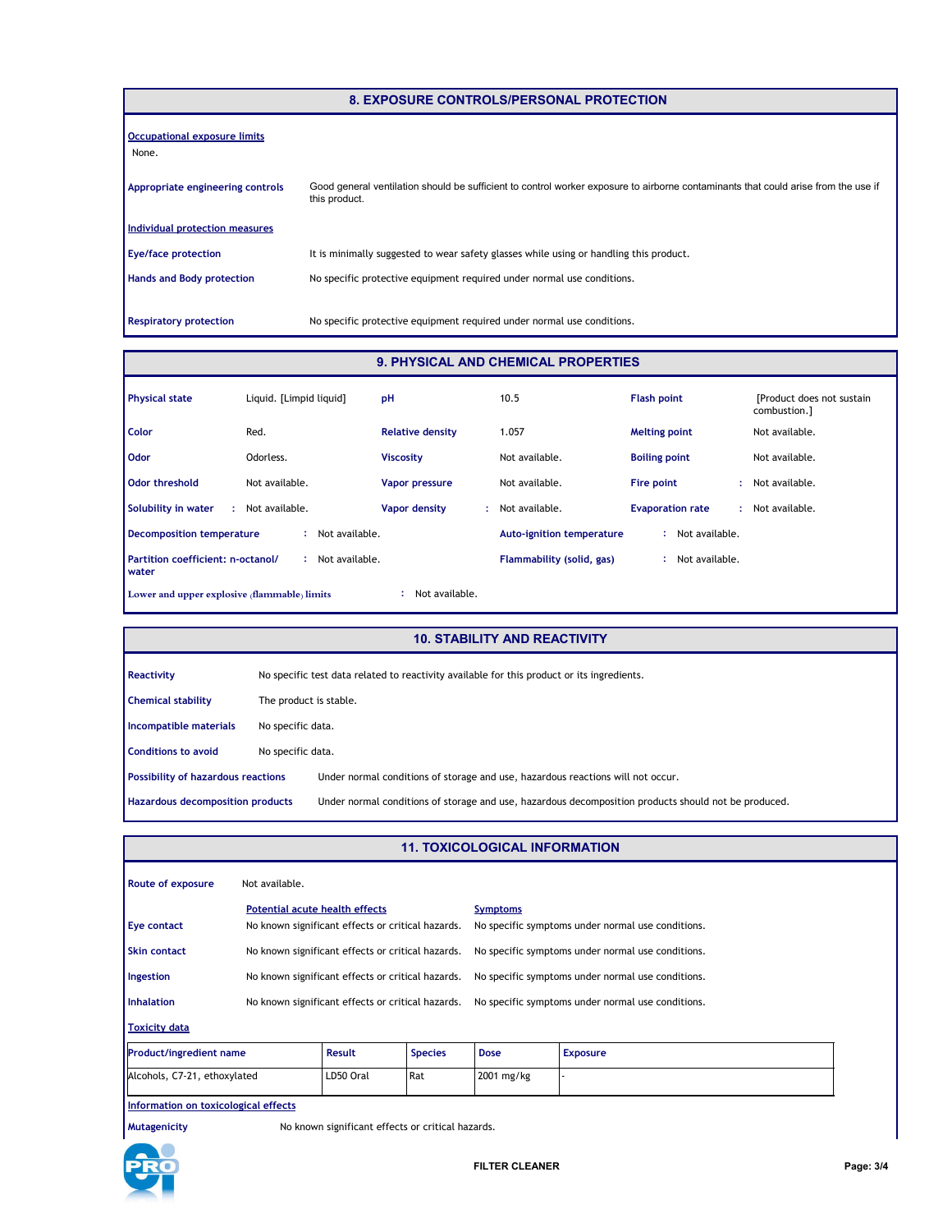## 8. EXPOSURE CONTROLS/PERSONAL PROTECTION

**Occupational exposure limits**

None.

**Appropriate engineering controls** Good general ventilation should be sufficient to control worker exposure to airborne contaminants that could arise from the use if this product.

**Individual protection measures**

**Eye/face protection** It is minimally suggested to wear safety glasses while using or handling this product.

**Hands and Body protection** No specific protective equipment required under normal use conditions.

**Respiratory protection** No specific protective equipment required under normal use conditions.

## 9. PHYSICAL AND CHEMICAL PROPERTIES

| | | | | | |
|---|---|---|---|---|---|
| **Physical state** | Liquid. [Limpid liquid] | **pH** | 10.5 | **Flash point** | [Product does not sustain combustion.] |
| **Color** | Red. | **Relative density** | 1.057 | **Melting point** | Not available. |
| **Odor** | Odorless. | **Viscosity** | Not available. | **Boiling point** | Not available. |
| **Odor threshold** | Not available. | **Vapor pressure** | Not available. | **Fire point** | Not available. |
| **Solubility in water** | Not available. | **Vapor density** | Not available. | **Evaporation rate** | Not available. |

**Decomposition temperature** : Not available.

**Auto-ignition temperature** : Not available.

**Partition coefficient: n-octanol/water** : Not available.

**Flammability (solid, gas)** : Not available.

**Lower and upper explosive (flammable) limits** : Not available.

## 10. STABILITY AND REACTIVITY

**Reactivity** No specific test data related to reactivity available for this product or its ingredients.

**Chemical stability** The product is stable.

**Incompatible materials** No specific data.

**Conditions to avoid** No specific data.

**Possibility of hazardous reactions** Under normal conditions of storage and use, hazardous reactions will not occur.

**Hazardous decomposition products** Under normal conditions of storage and use, hazardous decomposition products should not be produced.

## 11. TOXICOLOGICAL INFORMATION

**Route of exposure** Not available.

| | Potential acute health effects | Symptoms |
|---|---|---|
| **Eye contact** | No known significant effects or critical hazards. | No specific symptoms under normal use conditions. |
| **Skin contact** | No known significant effects or critical hazards. | No specific symptoms under normal use conditions. |
| **Ingestion** | No known significant effects or critical hazards. | No specific symptoms under normal use conditions. |
| **Inhalation** | No known significant effects or critical hazards. | No specific symptoms under normal use conditions. |

**Toxicity data**

| Product/ingredient name | Result | Species | Dose | Exposure |
|---|---|---|---|---|
| Alcohols, C7-21, ethoxylated | LD50 Oral | Rat | 2001 mg/kg | - |

**Information on toxicological effects**

**Mutagenicity** No known significant effects or critical hazards.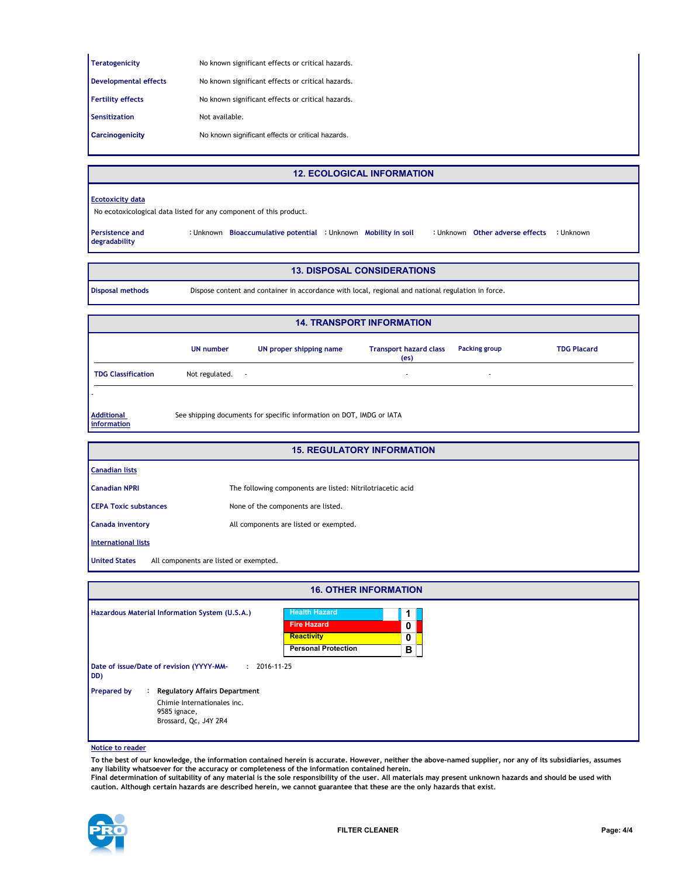| | |
|---|---|
| **Teratogenicity** | No known significant effects or critical hazards. |
| **Developmental effects** | No known significant effects or critical hazards. |
| **Fertility effects** | No known significant effects or critical hazards. |
| **Sensitization** | Not available. |
| **Carcinogenicity** | No known significant effects or critical hazards. |

## 12. ECOLOGICAL INFORMATION

**Ecotoxicity data**

No ecotoxicological data listed for any component of this product.

**Persistence and degradability** : Unknown **Bioaccumulative potential** : Unknown **Mobility in soil** : Unknown **Other adverse effects** : Unknown

## 13. DISPOSAL CONSIDERATIONS

**Disposal methods** Dispose content and container in accordance with local, regional and national regulation in force.

## 14. TRANSPORT INFORMATION

| | UN number | UN proper shipping name | Transport hazard class (es) | Packing group | TDG Placard |
|---|---|---|---|---|---|
| **TDG Classification** | Not regulated. | - | - | - | |

-

**Additional information** See shipping documents for specific information on DOT, IMDG or IATA

## 15. REGULATORY INFORMATION

**Canadian lists**

| | |
|---|---|
| **Canadian NPRI** | The following components are listed: Nitrilotriacetic acid |
| **CEPA Toxic substances** | None of the components are listed. |
| **Canada inventory** | All components are listed or exempted. |

**International lists**

**United States** All components are listed or exempted.

## 16. OTHER INFORMATION

**Hazardous Material Information System (U.S.A.)**

| | |
|---|---|
| Health Hazard | 1 |
| Fire Hazard | 0 |
| Reactivity | 0 |
| Personal Protection | B |

**Date of issue/Date of revision (YYYY-MM-DD)** : 2016-11-25

**Prepared by** : **Regulatory Affairs Department**
Chimie Internationales inc.
9585 ignace,
Brossard, Qc, J4Y 2R4

**Notice to reader**

**To the best of our knowledge, the information contained herein is accurate. However, neither the above-named supplier, nor any of its subsidiaries, assumes any liability whatsoever for the accuracy or completeness of the information contained herein.**
**Final determination of suitability of any material is the sole responsibility of the user. All materials may present unknown hazards and should be used with caution. Although certain hazards are described herein, we cannot guarantee that these are the only hazards that exist.**